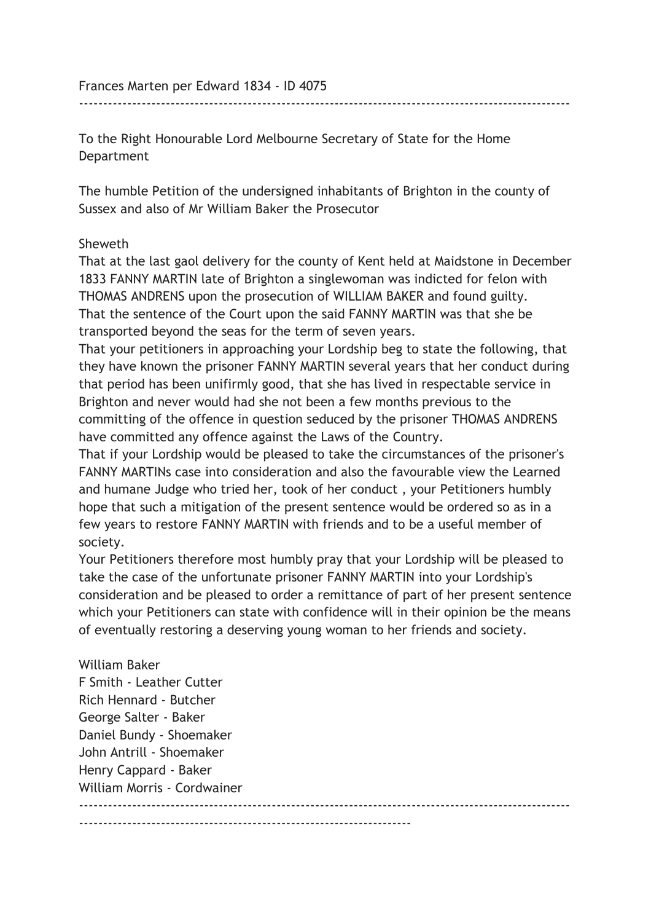Frances Marten per Edward 1834 - ID 4075

---

To the Right Honourable Lord Melbourne Secretary of State for the Home Department

The humble Petition of the undersigned inhabitants of Brighton in the county of Sussex and also of Mr William Baker the Prosecutor

Sheweth

That at the last gaol delivery for the county of Kent held at Maidstone in December 1833 FANNY MARTIN late of Brighton a singlewoman was indicted for felon with THOMAS ANDRENS upon the prosecution of WILLIAM BAKER and found guilty.

That the sentence of the Court upon the said FANNY MARTIN was that she be transported beyond the seas for the term of seven years.

That your petitioners in approaching your Lordship beg to state the following, that they have known the prisoner FANNY MARTIN several years that her conduct during that period has been unifirmly good, that she has lived in respectable service in Brighton and never would had she not been a few months previous to the committing of the offence in question seduced by the prisoner THOMAS ANDRENS have committed any offence against the Laws of the Country.

That if your Lordship would be pleased to take the circumstances of the prisoner's FANNY MARTINs case into consideration and also the favourable view the Learned and humane Judge who tried her, took of her conduct , your Petitioners humbly hope that such a mitigation of the present sentence would be ordered so as in a few years to restore FANNY MARTIN with friends and to be a useful member of society.

Your Petitioners therefore most humbly pray that your Lordship will be pleased to take the case of the unfortunate prisoner FANNY MARTIN into your Lordship's consideration and be pleased to order a remittance of part of her present sentence which your Petitioners can state with confidence will in their opinion be the means of eventually restoring a deserving young woman to her friends and society.

William Baker
F Smith - Leather Cutter
Rich Hennard - Butcher
George Salter - Baker
Daniel Bundy - Shoemaker
John Antrill - Shoemaker
Henry Cappard - Baker
William Morris - Cordwainer

---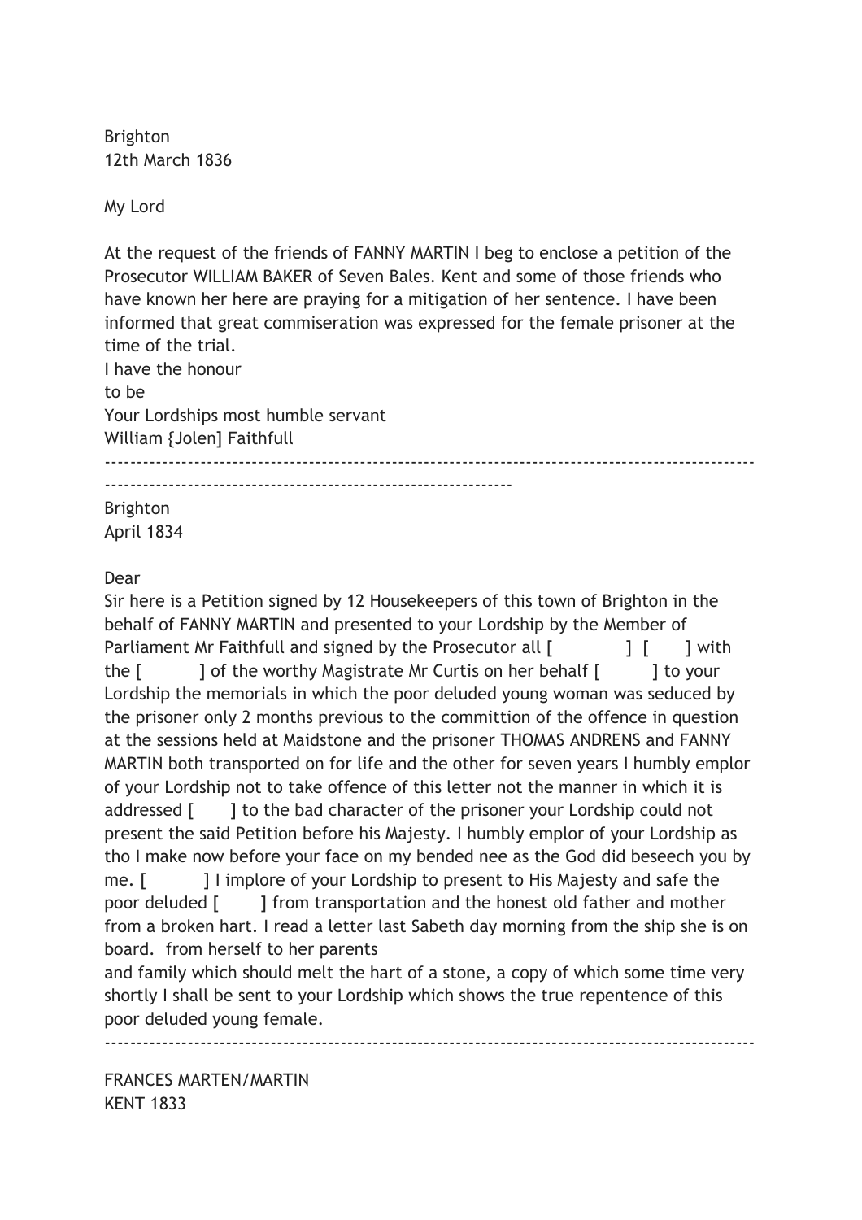Brighton
12th March 1836

My Lord

At the request of the friends of FANNY MARTIN I beg to enclose a petition of the Prosecutor WILLIAM BAKER of Seven Bales. Kent and some of those friends who have known her here are praying for a mitigation of her sentence. I have been informed that great commiseration was expressed for the female prisoner at the time of the trial.
I have the honour
to be
Your Lordships most humble servant
William {Jolen] Faithfull

---

Brighton
April 1834

Dear
Sir here is a Petition signed by 12 Housekeepers of this town of Brighton in the behalf of FANNY MARTIN and presented to your Lordship by the Member of Parliament Mr Faithfull and signed by the Prosecutor all [ ] [ ] with the [ ] of the worthy Magistrate Mr Curtis on her behalf [ ] to your Lordship the memorials in which the poor deluded young woman was seduced by the prisoner only 2 months previous to the committion of the offence in question at the sessions held at Maidstone and the prisoner THOMAS ANDRENS and FANNY MARTIN both transported on for life and the other for seven years I humbly emplor of your Lordship not to take offence of this letter not the manner in which it is addressed [ ] to the bad character of the prisoner your Lordship could not present the said Petition before his Majesty. I humbly emplor of your Lordship as tho I make now before your face on my bended nee as the God did beseech you by me. [ ] I implore of your Lordship to present to His Majesty and safe the poor deluded [ ] from transportation and the honest old father and mother from a broken hart. I read a letter last Sabeth day morning from the ship she is on board. from herself to her parents
and family which should melt the hart of a stone, a copy of which some time very shortly I shall be sent to your Lordship which shows the true repentence of this poor deluded young female.

---

FRANCES MARTEN/MARTIN
KENT 1833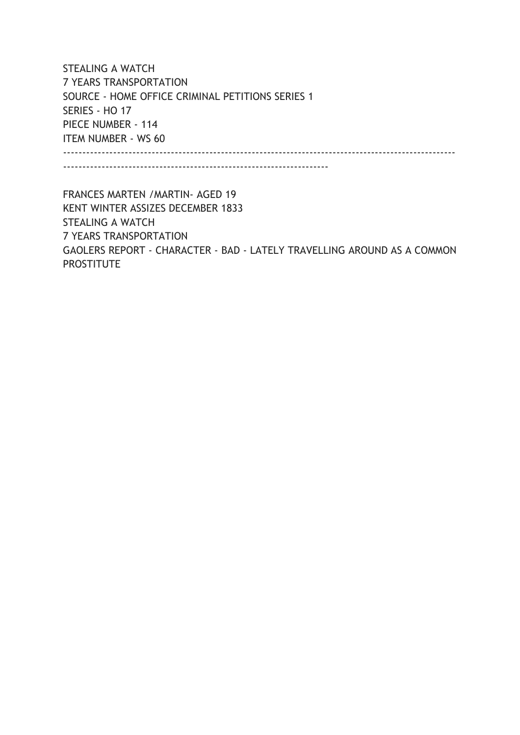STEALING A WATCH
7 YEARS TRANSPORTATION
SOURCE - HOME OFFICE CRIMINAL PETITIONS SERIES 1
SERIES - HO 17
PIECE NUMBER - 114
ITEM NUMBER - WS 60

------------------------------------------------------------------------------------------------------------------------------------------------------------------------

FRANCES MARTEN /MARTIN- AGED 19
KENT WINTER ASSIZES DECEMBER 1833
STEALING A WATCH
7 YEARS TRANSPORTATION
GAOLERS REPORT - CHARACTER - BAD - LATELY TRAVELLING AROUND AS A COMMON PROSTITUTE